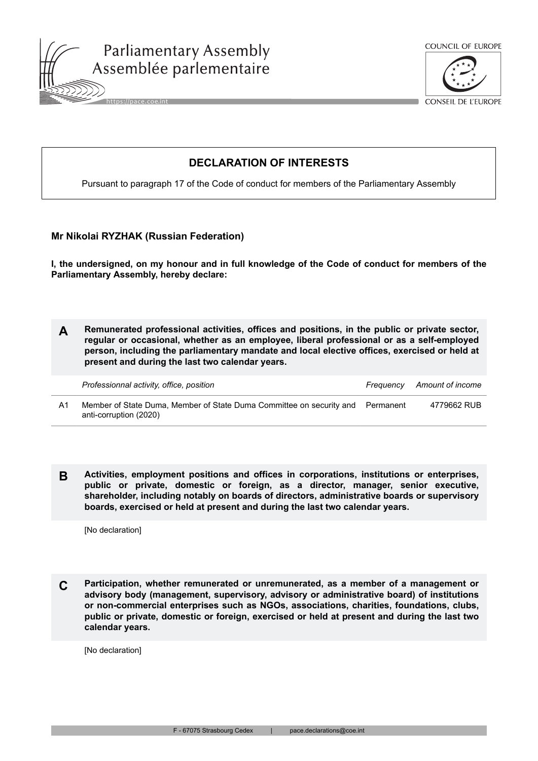Parliamentary Assembly
Assemblée parlementaire

https://pace.coe.int

COUNCIL OF EUROPE
CONSEIL DE L'EUROPE

# DECLARATION OF INTERESTS

Pursuant to paragraph 17 of the Code of conduct for members of the Parliamentary Assembly

**Mr Nikolai RYZHAK (Russian Federation)**

**I, the undersigned, on my honour and in full knowledge of the Code of conduct for members of the Parliamentary Assembly, hereby declare:**

## A Remunerated professional activities, offices and positions, in the public or private sector, regular or occasional, whether as an employee, liberal professional or as a self-employed person, including the parliamentary mandate and local elective offices, exercised or held at present and during the last two calendar years.

| | *Professionnal activity, office, position* | *Frequency* | *Amount of income* |
|---|---|---|---|
| A1 | Member of State Duma, Member of State Duma Committee on security and anti-corruption (2020) | Permanent | 4779662 RUB |

## B Activities, employment positions and offices in corporations, institutions or enterprises, public or private, domestic or foreign, as a director, manager, senior executive, shareholder, including notably on boards of directors, administrative boards or supervisory boards, exercised or held at present and during the last two calendar years.

[No declaration]

## C Participation, whether remunerated or unremunerated, as a member of a management or advisory body (management, supervisory, advisory or administrative board) of institutions or non-commercial enterprises such as NGOs, associations, charities, foundations, clubs, public or private, domestic or foreign, exercised or held at present and during the last two calendar years.

[No declaration]

F - 67075 Strasbourg Cedex | pace.declarations@coe.int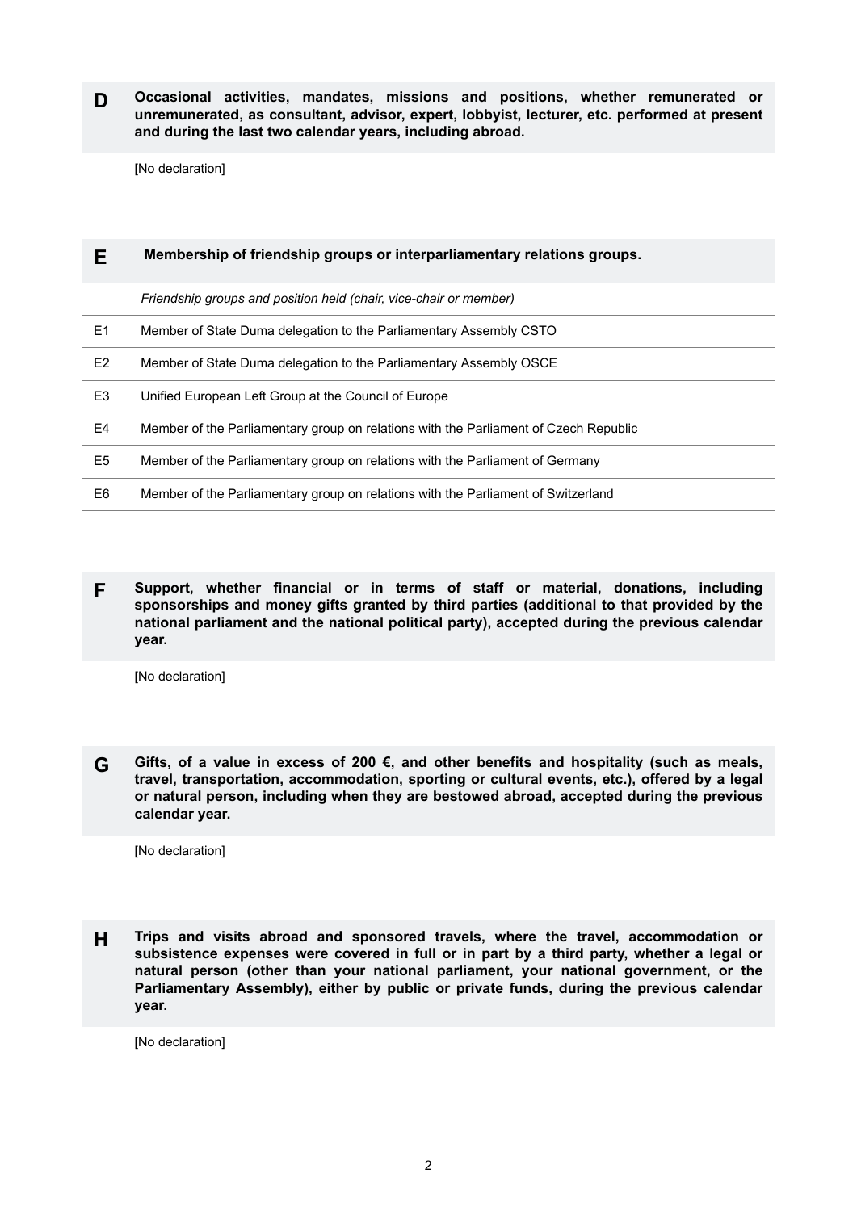## D Occasional activities, mandates, missions and positions, whether remunerated or unremunerated, as consultant, advisor, expert, lobbyist, lecturer, etc. performed at present and during the last two calendar years, including abroad.

[No declaration]

## E Membership of friendship groups or interparliamentary relations groups.

| | *Friendship groups and position held (chair, vice-chair or member)* |
|---|---|
| E1 | Member of State Duma delegation to the Parliamentary Assembly CSTO |
| E2 | Member of State Duma delegation to the Parliamentary Assembly OSCE |
| E3 | Unified European Left Group at the Council of Europe |
| E4 | Member of the Parliamentary group on relations with the Parliament of Czech Republic |
| E5 | Member of the Parliamentary group on relations with the Parliament of Germany |
| E6 | Member of the Parliamentary group on relations with the Parliament of Switzerland |

## F Support, whether financial or in terms of staff or material, donations, including sponsorships and money gifts granted by third parties (additional to that provided by the national parliament and the national political party), accepted during the previous calendar year.

[No declaration]

## G Gifts, of a value in excess of 200 €, and other benefits and hospitality (such as meals, travel, transportation, accommodation, sporting or cultural events, etc.), offered by a legal or natural person, including when they are bestowed abroad, accepted during the previous calendar year.

[No declaration]

## H Trips and visits abroad and sponsored travels, where the travel, accommodation or subsistence expenses were covered in full or in part by a third party, whether a legal or natural person (other than your national parliament, your national government, or the Parliamentary Assembly), either by public or private funds, during the previous calendar year.

[No declaration]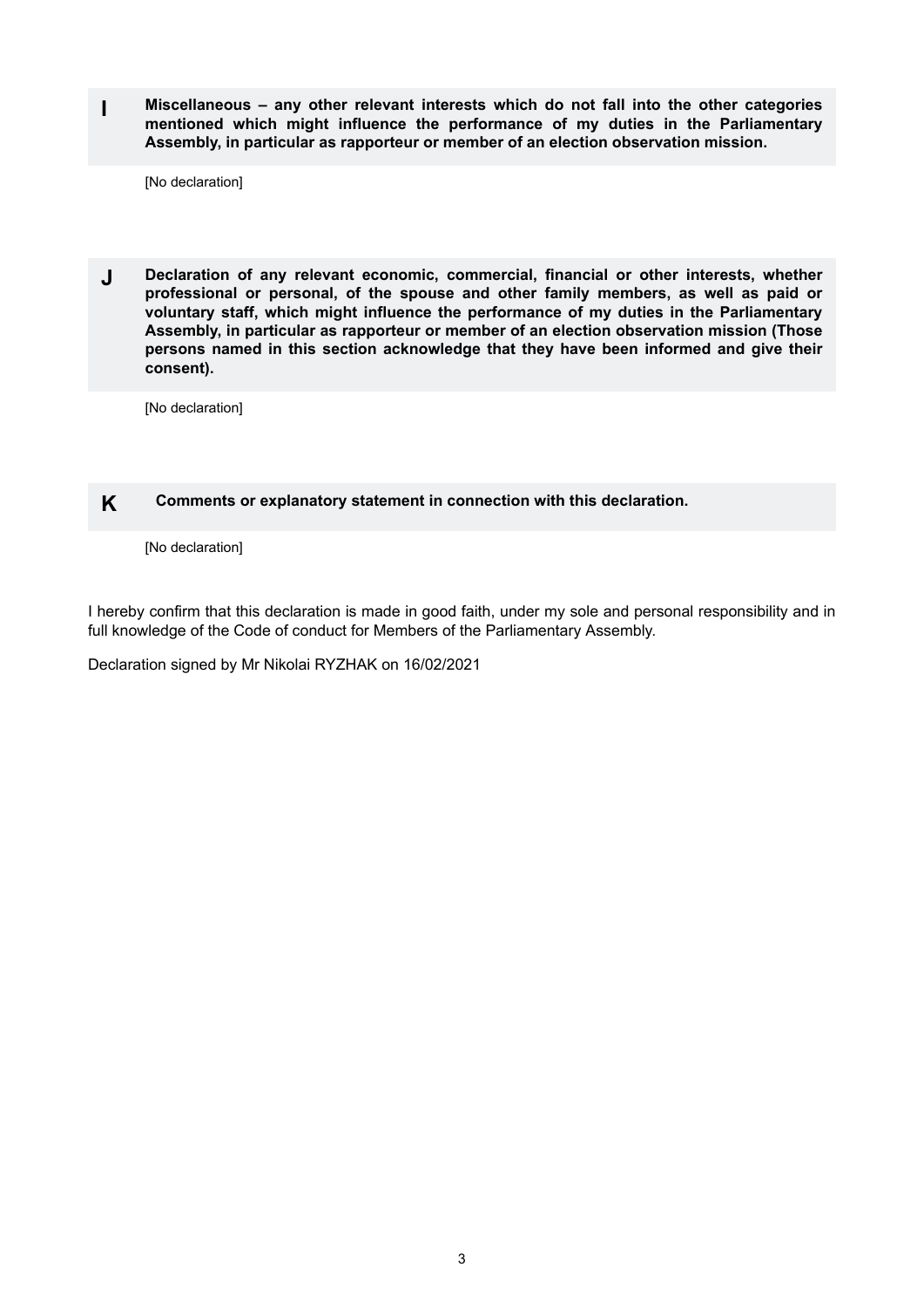**I** **Miscellaneous – any other relevant interests which do not fall into the other categories mentioned which might influence the performance of my duties in the Parliamentary Assembly, in particular as rapporteur or member of an election observation mission.**

[No declaration]

**J** **Declaration of any relevant economic, commercial, financial or other interests, whether professional or personal, of the spouse and other family members, as well as paid or voluntary staff, which might influence the performance of my duties in the Parliamentary Assembly, in particular as rapporteur or member of an election observation mission (Those persons named in this section acknowledge that they have been informed and give their consent).**

[No declaration]

**K** **Comments or explanatory statement in connection with this declaration.**

[No declaration]

I hereby confirm that this declaration is made in good faith, under my sole and personal responsibility and in full knowledge of the Code of conduct for Members of the Parliamentary Assembly.

Declaration signed by Mr Nikolai RYZHAK on 16/02/2021